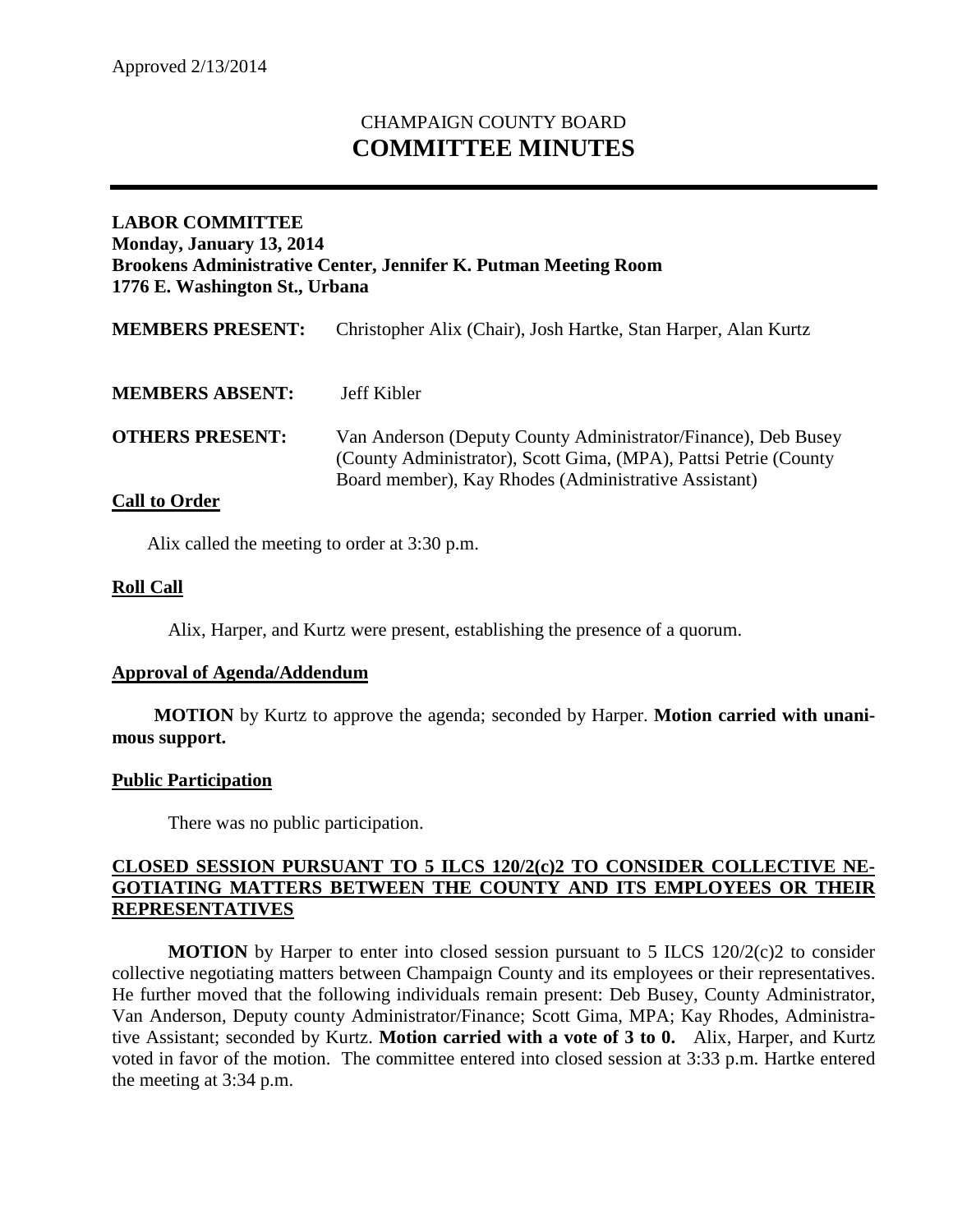Approved 2/13/2014

# CHAMPAIGN COUNTY BOARD
# COMMITTEE MINUTES

---

**LABOR COMMITTEE**
**Monday, January 13, 2014**
**Brookens Administrative Center, Jennifer K. Putman Meeting Room**
**1776 E. Washington St., Urbana**

**MEMBERS PRESENT:** Christopher Alix (Chair), Josh Hartke, Stan Harper, Alan Kurtz

**MEMBERS ABSENT:** Jeff Kibler

**OTHERS PRESENT:** Van Anderson (Deputy County Administrator/Finance), Deb Busey (County Administrator), Scott Gima, (MPA), Pattsi Petrie (County Board member), Kay Rhodes (Administrative Assistant)

**Call to Order**

Alix called the meeting to order at 3:30 p.m.

**Roll Call**

Alix, Harper, and Kurtz were present, establishing the presence of a quorum.

**Approval of Agenda/Addendum**

**MOTION** by Kurtz to approve the agenda; seconded by Harper. **Motion carried with unanimous support.**

**Public Participation**

There was no public participation.

**CLOSED SESSION PURSUANT TO 5 ILCS 120/2(c)2 TO CONSIDER COLLECTIVE NEGOTIATING MATTERS BETWEEN THE COUNTY AND ITS EMPLOYEES OR THEIR REPRESENTATIVES**

**MOTION** by Harper to enter into closed session pursuant to 5 ILCS 120/2(c)2 to consider collective negotiating matters between Champaign County and its employees or their representatives. He further moved that the following individuals remain present: Deb Busey, County Administrator, Van Anderson, Deputy county Administrator/Finance; Scott Gima, MPA; Kay Rhodes, Administrative Assistant; seconded by Kurtz. **Motion carried with a vote of 3 to 0.** Alix, Harper, and Kurtz voted in favor of the motion. The committee entered into closed session at 3:33 p.m. Hartke entered the meeting at 3:34 p.m.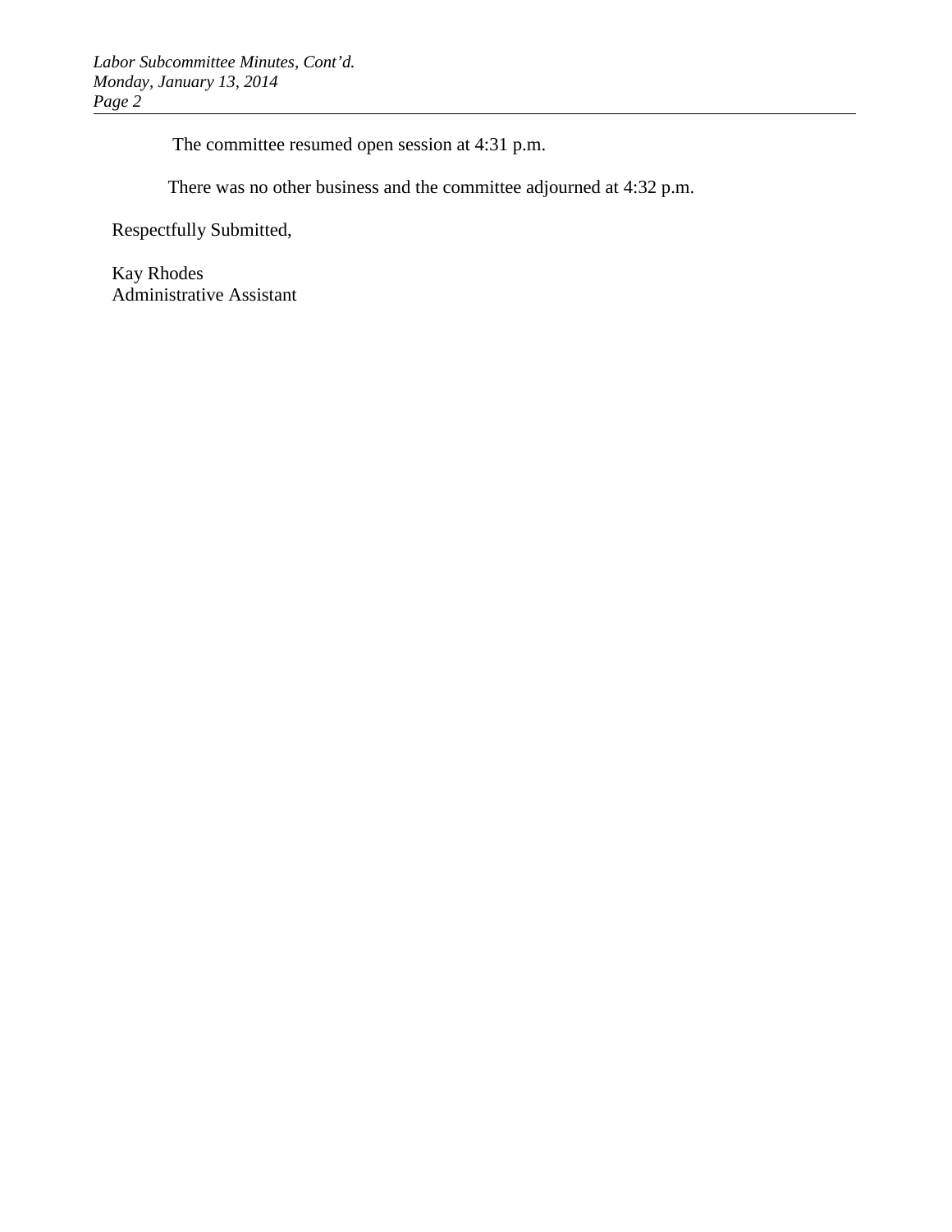The committee resumed open session at 4:31 p.m.

There was no other business and the committee adjourned at 4:32 p.m.

Respectfully Submitted,

Kay Rhodes
Administrative Assistant